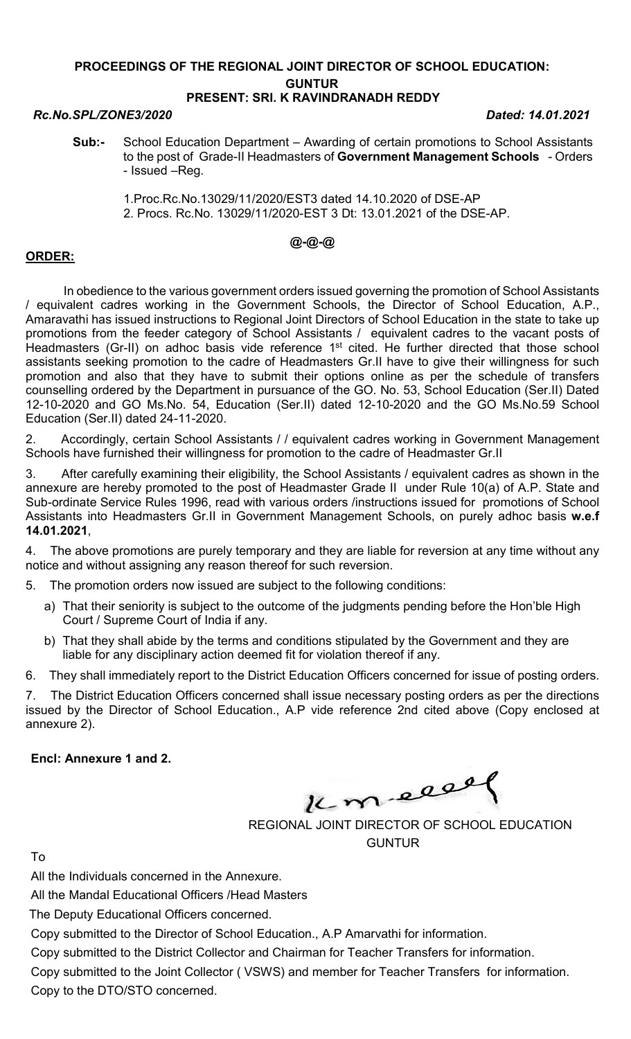**PROCEEDINGS OF THE REGIONAL JOINT DIRECTOR OF SCHOOL EDUCATION: GUNTUR**

**PRESENT: SRI. K RAVINDRANADH REDDY**

***Rc.No.SPL/ZONE3/2020*** ***Dated: 14.01.2021***

**Sub:-** School Education Department – Awarding of certain promotions to School Assistants to the post of Grade-II Headmasters of **Government Management Schools** - Orders - Issued –Reg.

1.Proc.Rc.No.13029/11/2020/EST3 dated 14.10.2020 of DSE-AP
2. Procs. Rc.No. 13029/11/2020-EST 3 Dt: 13.01.2021 of the DSE-AP.

**@-@-@**

**ORDER:**

In obedience to the various government orders issued governing the promotion of School Assistants / equivalent cadres working in the Government Schools, the Director of School Education, A.P., Amaravathi has issued instructions to Regional Joint Directors of School Education in the state to take up promotions from the feeder category of School Assistants / equivalent cadres to the vacant posts of Headmasters (Gr-II) on adhoc basis vide reference 1st cited. He further directed that those school assistants seeking promotion to the cadre of Headmasters Gr.II have to give their willingness for such promotion and also that they have to submit their options online as per the schedule of transfers counselling ordered by the Department in pursuance of the GO. No. 53, School Education (Ser.II) Dated 12-10-2020 and GO Ms.No. 54, Education (Ser.II) dated 12-10-2020 and the GO Ms.No.59 School Education (Ser.II) dated 24-11-2020.

2. Accordingly, certain School Assistants / / equivalent cadres working in Government Management Schools have furnished their willingness for promotion to the cadre of Headmaster Gr.II

3. After carefully examining their eligibility, the School Assistants / equivalent cadres as shown in the annexure are hereby promoted to the post of Headmaster Grade II under Rule 10(a) of A.P. State and Sub-ordinate Service Rules 1996, read with various orders /instructions issued for promotions of School Assistants into Headmasters Gr.II in Government Management Schools, on purely adhoc basis **w.e.f 14.01.2021**,

4. The above promotions are purely temporary and they are liable for reversion at any time without any notice and without assigning any reason thereof for such reversion.

5. The promotion orders now issued are subject to the following conditions:

a) That their seniority is subject to the outcome of the judgments pending before the Hon'ble High Court / Supreme Court of India if any.

b) That they shall abide by the terms and conditions stipulated by the Government and they are liable for any disciplinary action deemed fit for violation thereof if any.

6. They shall immediately report to the District Education Officers concerned for issue of posting orders.

7. The District Education Officers concerned shall issue necessary posting orders as per the directions issued by the Director of School Education., A.P vide reference 2nd cited above (Copy enclosed at annexure 2).

**Encl: Annexure 1 and 2.**

REGIONAL JOINT DIRECTOR OF SCHOOL EDUCATION
GUNTUR

To

All the Individuals concerned in the Annexure.

All the Mandal Educational Officers /Head Masters

The Deputy Educational Officers concerned.

Copy submitted to the Director of School Education., A.P Amarvathi for information.

Copy submitted to the District Collector and Chairman for Teacher Transfers for information.

Copy submitted to the Joint Collector ( VSWS) and member for Teacher Transfers for information.

Copy to the DTO/STO concerned.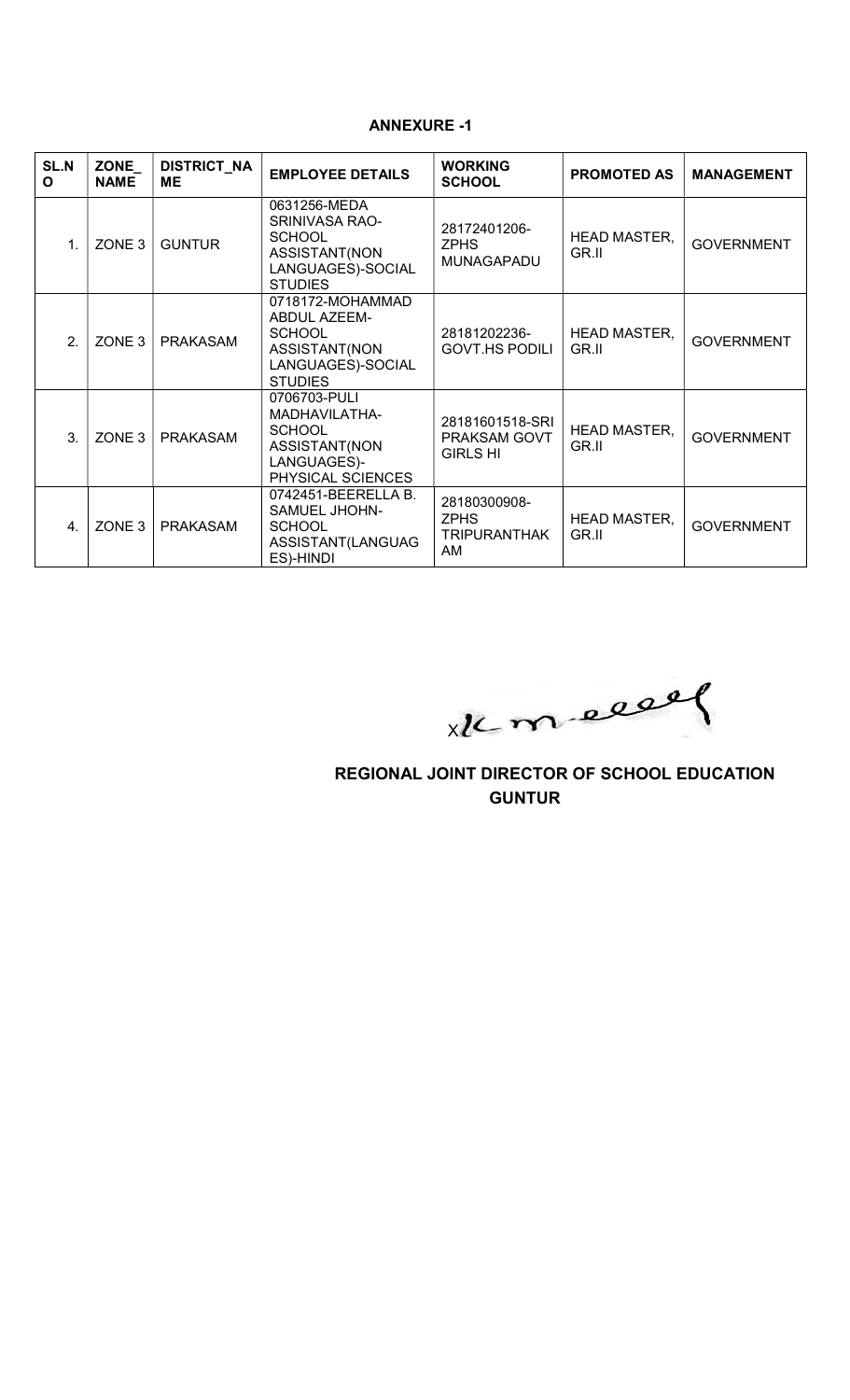## ANNEXURE -1

| SL.NO | ZONE_NAME | DISTRICT_NAME | EMPLOYEE DETAILS | WORKING SCHOOL | PROMOTED AS | MANAGEMENT |
|---|---|---|---|---|---|---|
| 1. | ZONE 3 | GUNTUR | 0631256-MEDA SRINIVASA RAO-SCHOOL ASSISTANT(NON LANGUAGES)-SOCIAL STUDIES | 28172401206-ZPHS MUNAGAPADU | HEAD MASTER, GR.II | GOVERNMENT |
| 2. | ZONE 3 | PRAKASAM | 0718172-MOHAMMAD ABDUL AZEEM-SCHOOL ASSISTANT(NON LANGUAGES)-SOCIAL STUDIES | 28181202236-GOVT.HS PODILI | HEAD MASTER, GR.II | GOVERNMENT |
| 3. | ZONE 3 | PRAKASAM | 0706703-PULI MADHAVILATHA-SCHOOL ASSISTANT(NON LANGUAGES)-PHYSICAL SCIENCES | 28181601518-SRI PRAKSAM GOVT GIRLS HI | HEAD MASTER, GR.II | GOVERNMENT |
| 4. | ZONE 3 | PRAKASAM | 0742451-BEERELLA B. SAMUEL JHOHN-SCHOOL ASSISTANT(LANGUAGES)-HINDI | 28180300908-ZPHS TRIPURANTHAKAM | HEAD MASTER, GR.II | GOVERNMENT |

**REGIONAL JOINT DIRECTOR OF SCHOOL EDUCATION**
**GUNTUR**